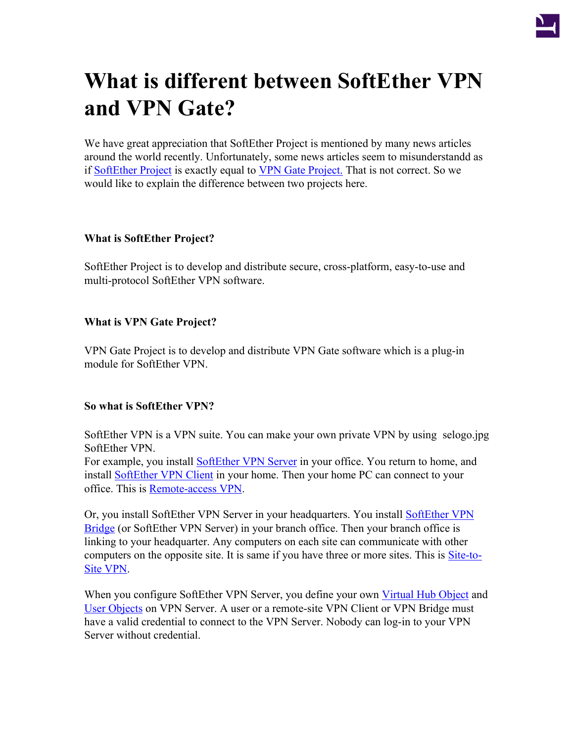# What is different between SoftEther VPN and VPN Gate?

We have great appreciation that SoftEther Project is mentioned by many news articles around the world recently. Unfortunately, some news articles seem to misunderstandd as if SoftEther Project is exactly equal to VPN Gate Project. That is not correct. So we would like to explain the difference between two projects here.

**What is SoftEther Project?**

SoftEther Project is to develop and distribute secure, cross-platform, easy-to-use and multi-protocol SoftEther VPN software.

**What is VPN Gate Project?**

VPN Gate Project is to develop and distribute VPN Gate software which is a plug-in module for SoftEther VPN.

**So what is SoftEther VPN?**

SoftEther VPN is a VPN suite. You can make your own private VPN by using selogo.jpg SoftEther VPN.
For example, you install SoftEther VPN Server in your office. You return to home, and install SoftEther VPN Client in your home. Then your home PC can connect to your office. This is Remote-access VPN.

Or, you install SoftEther VPN Server in your headquarters. You install SoftEther VPN Bridge (or SoftEther VPN Server) in your branch office. Then your branch office is linking to your headquarter. Any computers on each site can communicate with other computers on the opposite site. It is same if you have three or more sites. This is Site-to-Site VPN.

When you configure SoftEther VPN Server, you define your own Virtual Hub Object and User Objects on VPN Server. A user or a remote-site VPN Client or VPN Bridge must have a valid credential to connect to the VPN Server. Nobody can log-in to your VPN Server without credential.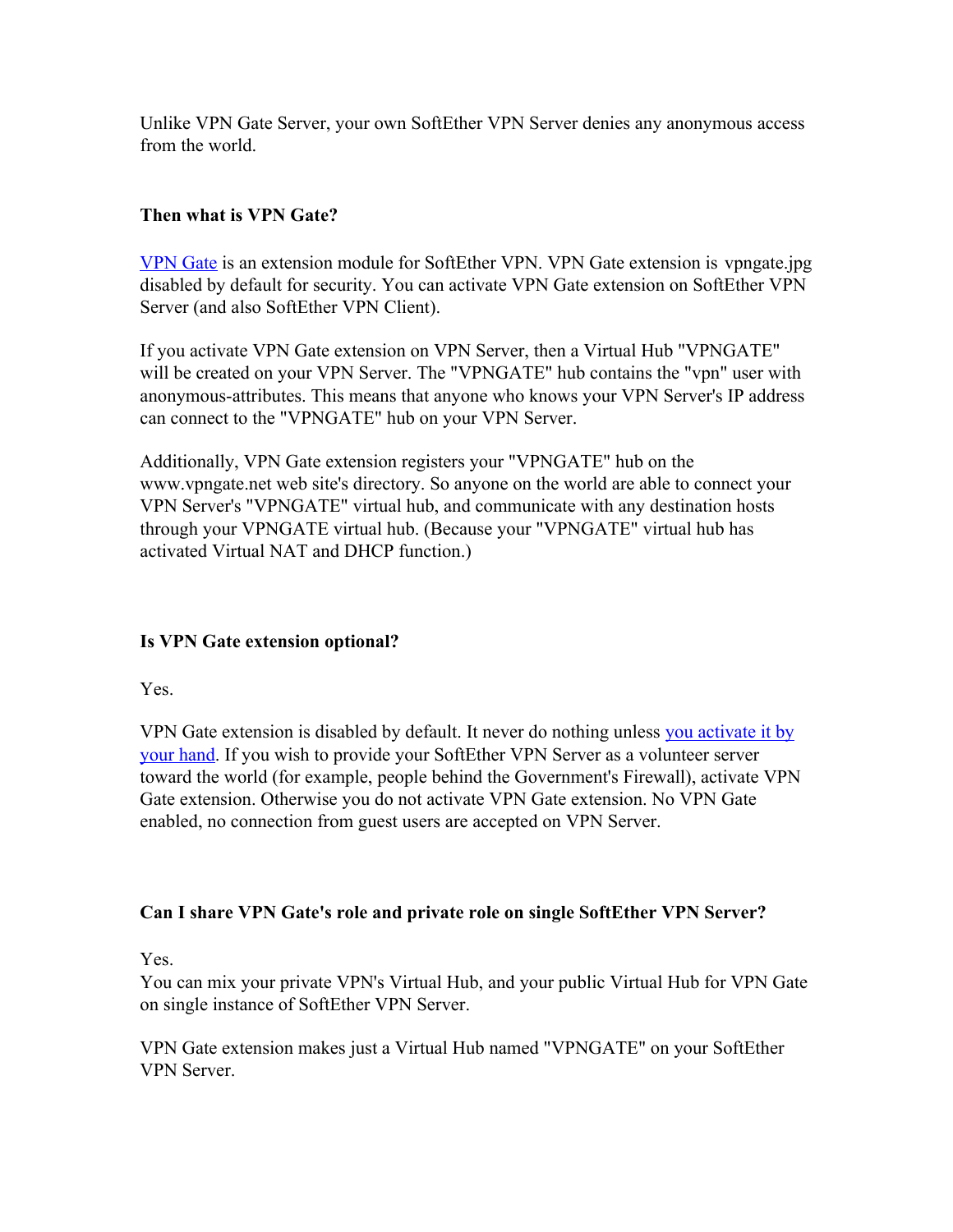Unlike VPN Gate Server, your own SoftEther VPN Server denies any anonymous access from the world.

**Then what is VPN Gate?**

VPN Gate is an extension module for SoftEther VPN. VPN Gate extension is vpngate.jpg disabled by default for security. You can activate VPN Gate extension on SoftEther VPN Server (and also SoftEther VPN Client).

If you activate VPN Gate extension on VPN Server, then a Virtual Hub "VPNGATE" will be created on your VPN Server. The "VPNGATE" hub contains the "vpn" user with anonymous-attributes. This means that anyone who knows your VPN Server's IP address can connect to the "VPNGATE" hub on your VPN Server.

Additionally, VPN Gate extension registers your "VPNGATE" hub on the www.vpngate.net web site's directory. So anyone on the world are able to connect your VPN Server's "VPNGATE" virtual hub, and communicate with any destination hosts through your VPNGATE virtual hub. (Because your "VPNGATE" virtual hub has activated Virtual NAT and DHCP function.)

**Is VPN Gate extension optional?**

Yes.

VPN Gate extension is disabled by default. It never do nothing unless you activate it by your hand. If you wish to provide your SoftEther VPN Server as a volunteer server toward the world (for example, people behind the Government's Firewall), activate VPN Gate extension. Otherwise you do not activate VPN Gate extension. No VPN Gate enabled, no connection from guest users are accepted on VPN Server.

**Can I share VPN Gate's role and private role on single SoftEther VPN Server?**

Yes.
You can mix your private VPN's Virtual Hub, and your public Virtual Hub for VPN Gate on single instance of SoftEther VPN Server.

VPN Gate extension makes just a Virtual Hub named "VPNGATE" on your SoftEther VPN Server.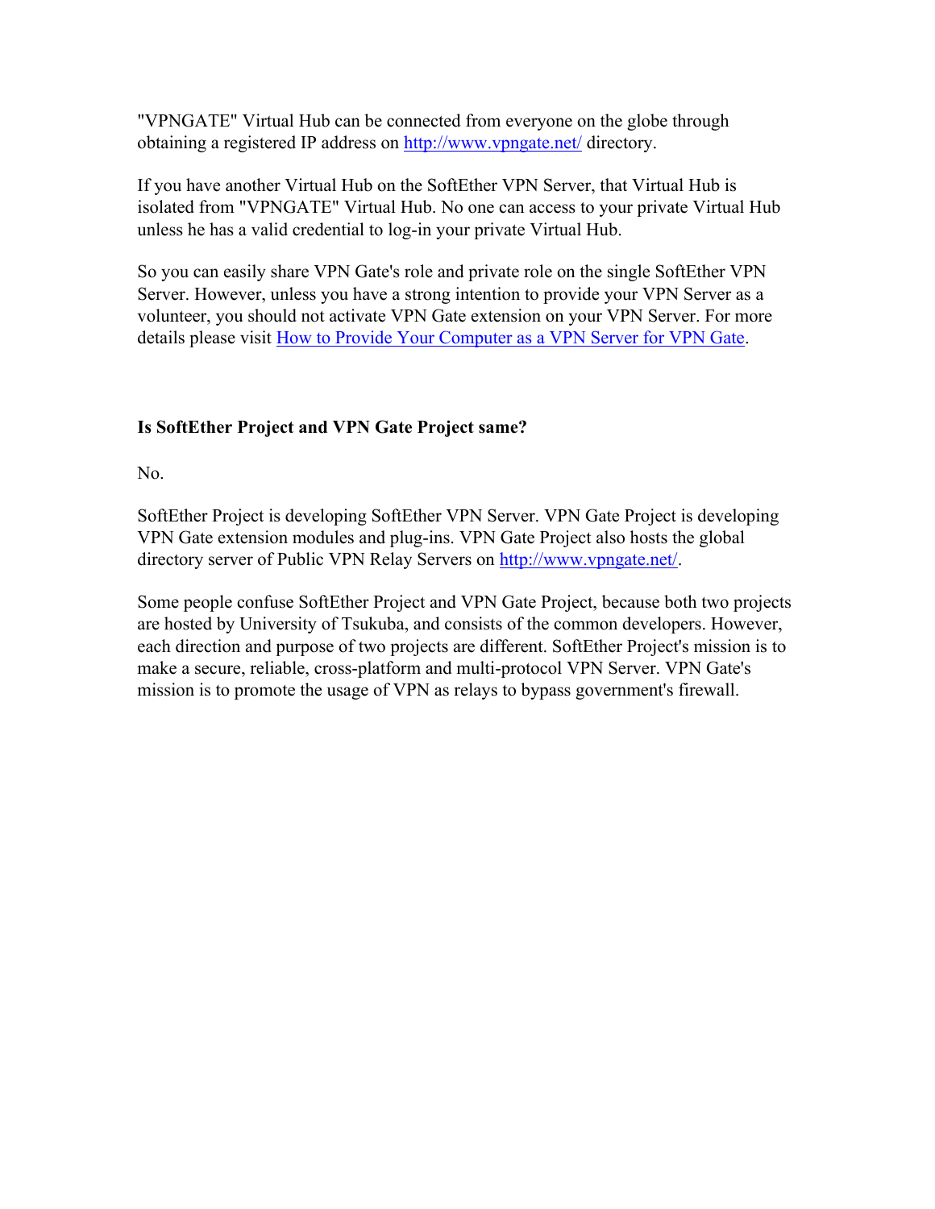"VPNGATE" Virtual Hub can be connected from everyone on the globe through obtaining a registered IP address on [http://www.vpngate.net/](http://www.vpngate.net/) directory.

If you have another Virtual Hub on the SoftEther VPN Server, that Virtual Hub is isolated from "VPNGATE" Virtual Hub. No one can access to your private Virtual Hub unless he has a valid credential to log-in your private Virtual Hub.

So you can easily share VPN Gate's role and private role on the single SoftEther VPN Server. However, unless you have a strong intention to provide your VPN Server as a volunteer, you should not activate VPN Gate extension on your VPN Server. For more details please visit How to Provide Your Computer as a VPN Server for VPN Gate.

### Is SoftEther Project and VPN Gate Project same?

No.

SoftEther Project is developing SoftEther VPN Server. VPN Gate Project is developing VPN Gate extension modules and plug-ins. VPN Gate Project also hosts the global directory server of Public VPN Relay Servers on [http://www.vpngate.net/](http://www.vpngate.net/).

Some people confuse SoftEther Project and VPN Gate Project, because both two projects are hosted by University of Tsukuba, and consists of the common developers. However, each direction and purpose of two projects are different. SoftEther Project's mission is to make a secure, reliable, cross-platform and multi-protocol VPN Server. VPN Gate's mission is to promote the usage of VPN as relays to bypass government's firewall.